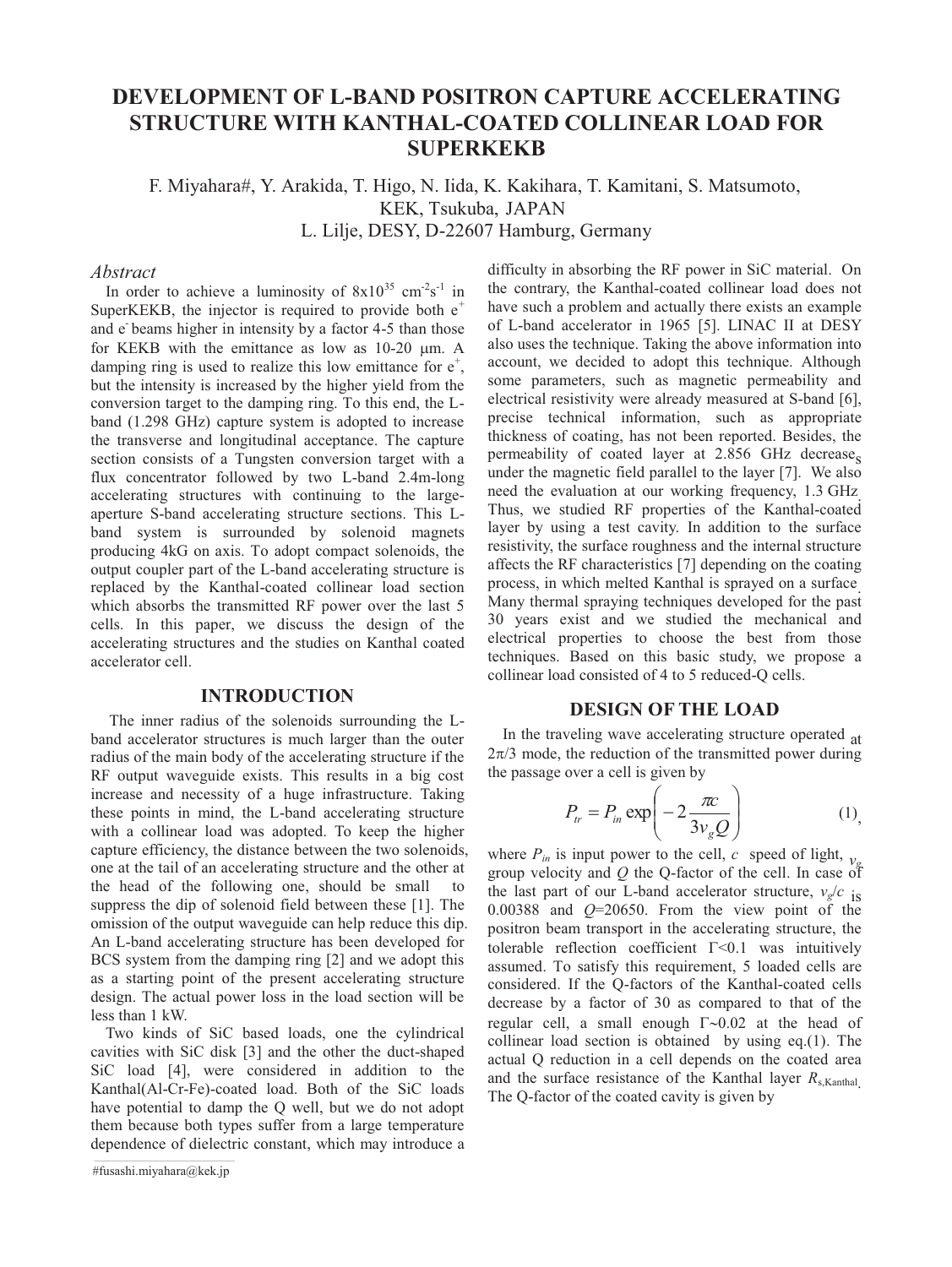# DEVELOPMENT OF L-BAND POSITRON CAPTURE ACCELERATING STRUCTURE WITH KANTHAL-COATED COLLINEAR LOAD FOR SUPERKEKB

F. Miyahara#, Y. Arakida, T. Higo, N. Iida, K. Kakihara, T. Kamitani, S. Matsumoto, KEK, Tsukuba, JAPAN
L. Lilje, DESY, D-22607 Hamburg, Germany

## *Abstract*

In order to achieve a luminosity of $8\mathrm{x}10^{35}$ $\mathrm{cm}^{-2}\mathrm{s}^{-1}$ in SuperKEKB, the injector is required to provide both $e^+$ and $e^-$ beams higher in intensity by a factor 4-5 than those for KEKB with the emittance as low as 10-20 μm. A damping ring is used to realize this low emittance for $e^+$, but the intensity is increased by the higher yield from the conversion target to the damping ring. To this end, the L-band (1.298 GHz) capture system is adopted to increase the transverse and longitudinal acceptance. The capture section consists of a Tungsten conversion target with a flux concentrator followed by two L-band 2.4m-long accelerating structures with continuing to the large-aperture S-band accelerating structure sections. This L-band system is surrounded by solenoid magnets producing 4kG on axis. To adopt compact solenoids, the output coupler part of the L-band accelerating structure is replaced by the Kanthal-coated collinear load section which absorbs the transmitted RF power over the last 5 cells. In this paper, we discuss the design of the accelerating structures and the studies on Kanthal coated accelerator cell.

## INTRODUCTION

The inner radius of the solenoids surrounding the L-band accelerator structures is much larger than the outer radius of the main body of the accelerating structure if the RF output waveguide exists. This results in a big cost increase and necessity of a huge infrastructure. Taking these points in mind, the L-band accelerating structure with a collinear load was adopted. To keep the higher capture efficiency, the distance between the two solenoids, one at the tail of an accelerating structure and the other at the head of the following one, should be small to suppress the dip of solenoid field between these [1]. The omission of the output waveguide can help reduce this dip. An L-band accelerating structure has been developed for BCS system from the damping ring [2] and we adopt this as a starting point of the present accelerating structure design. The actual power loss in the load section will be less than 1 kW.

Two kinds of SiC based loads, one the cylindrical cavities with SiC disk [3] and the other the duct-shaped SiC load [4], were considered in addition to the Kanthal(Al-Cr-Fe)-coated load. Both of the SiC loads have potential to damp the Q well, but we do not adopt them because both types suffer from a large temperature dependence of dielectric constant, which may introduce a difficulty in absorbing the RF power in SiC material. On the contrary, the Kanthal-coated collinear load does not have such a problem and actually there exists an example of L-band accelerator in 1965 [5]. LINAC II at DESY also uses the technique. Taking the above information into account, we decided to adopt this technique. Although some parameters, such as magnetic permeability and electrical resistivity were already measured at S-band [6], precise technical information, such as appropriate thickness of coating, has not been reported. Besides, the permeability of coated layer at 2.856 GHz decreases under the magnetic field parallel to the layer [7]. We also need the evaluation at our working frequency, 1.3 GHz. Thus, we studied RF properties of the Kanthal-coated layer by using a test cavity. In addition to the surface resistivity, the surface roughness and the internal structure affects the RF characteristics [7] depending on the coating process, in which melted Kanthal is sprayed on a surface. Many thermal spraying techniques developed for the past 30 years exist and we studied the mechanical and electrical properties to choose the best from those techniques. Based on this basic study, we propose a collinear load consisted of 4 to 5 reduced-Q cells.

## DESIGN OF THE LOAD

In the traveling wave accelerating structure operated at $2\pi/3$ mode, the reduction of the transmitted power during the passage over a cell is given by

$$P_{tr} = P_{in}\exp\left(-2\frac{\pi c}{3v_g Q}\right) \tag{1}$$

where $P_{in}$ is input power to the cell, $c$ speed of light, $v_g$ group velocity and $Q$ the Q-factor of the cell. In case of the last part of our L-band accelerator structure, $v_g/c$ is 0.00388 and $Q$=20650. From the view point of the positron beam transport in the accelerating structure, the tolerable reflection coefficient Γ<0.1 was intuitively assumed. To satisfy this requirement, 5 loaded cells are considered. If the Q-factors of the Kanthal-coated cells decrease by a factor of 30 as compared to that of the regular cell, a small enough Γ~0.02 at the head of collinear load section is obtained by using eq.(1). The actual Q reduction in a cell depends on the coated area and the surface resistance of the Kanthal layer $R_{s,\mathrm{Kanthal}}$. The Q-factor of the coated cavity is given by

#fusashi.miyahara@kek.jp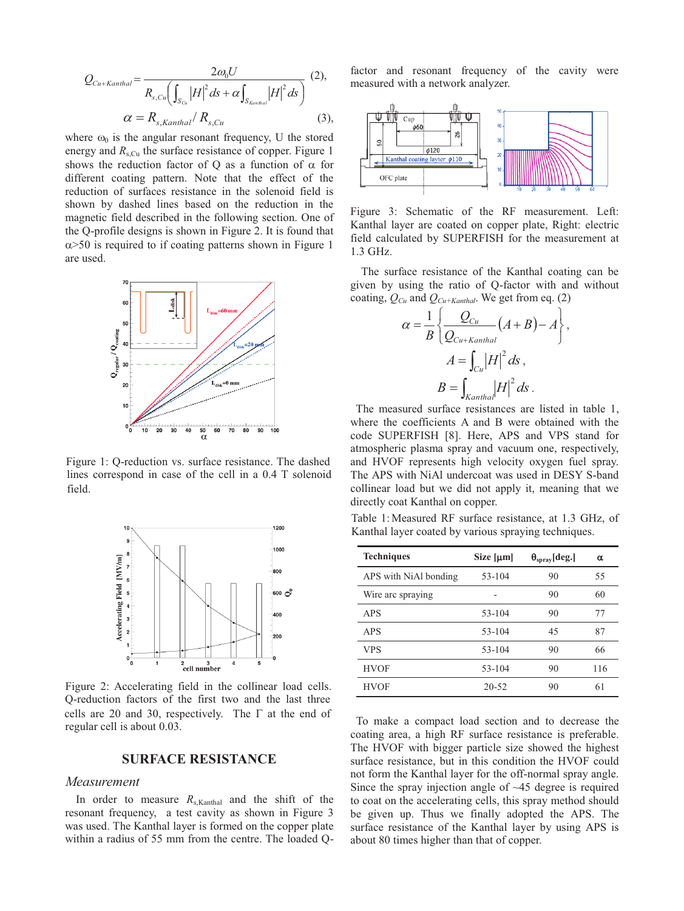$$Q_{Cu+Kanthal} = \frac{2\omega_0 U}{R_{s,Cu}\left(\int_{S_{Cu}} |H|^2 ds + \alpha \int_{S_{Kanthal}} |H|^2 ds\right)} \quad (2),$$

$$\alpha = R_{s,Kanthal} / R_{s,Cu} \quad (3),$$

where $\omega_0$ is the angular resonant frequency, U the stored energy and $R_{s,Cu}$ the surface resistance of copper. Figure 1 shows the reduction factor of Q as a function of $\alpha$ for different coating pattern. Note that the effect of the reduction of surfaces resistance in the solenoid field is shown by dashed lines based on the reduction in the magnetic field described in the following section. One of the Q-profile designs is shown in Figure 2. It is found that $\alpha$>50 is required to if coating patterns shown in Figure 1 are used.

Figure 1: Q-reduction vs. surface resistance. The dashed lines correspond in case of the cell in a 0.4 T solenoid field.

Figure 2: Accelerating field in the collinear load cells. Q-reduction factors of the first two and the last three cells are 20 and 30, respectively. The $\Gamma$ at the end of regular cell is about 0.03.

## SURFACE RESISTANCE

### *Measurement*

In order to measure $R_{s,Kanthal}$ and the shift of the resonant frequency, a test cavity as shown in Figure 3 was used. The Kanthal layer is formed on the copper plate within a radius of 55 mm from the centre. The loaded Q-factor and resonant frequency of the cavity were measured with a network analyzer.

Figure 3: Schematic of the RF measurement. Left: Kanthal layer are coated on copper plate, Right: electric field calculated by SUPERFISH for the measurement at 1.3 GHz.

The surface resistance of the Kanthal coating can be given by using the ratio of Q-factor with and without coating, $Q_{Cu}$ and $Q_{Cu+Kanthal}$. We get from eq. (2)

$$\alpha = \frac{1}{B}\left\{\frac{Q_{Cu}}{Q_{Cu+Kanthal}}(A+B) - A\right\},$$

$$A = \int_{Cu} |H|^2 ds,$$

$$B = \int_{Kanthal} |H|^2 ds.$$

The measured surface resistances are listed in table 1, where the coefficients A and B were obtained with the code SUPERFISH [8]. Here, APS and VPS stand for atmospheric plasma spray and vacuum one, respectively, and HVOF represents high velocity oxygen fuel spray. The APS with NiAl undercoat was used in DESY S-band collinear load but we did not apply it, meaning that we directly coat Kanthal on copper.

Table 1: Measured RF surface resistance, at 1.3 GHz, of Kanthal layer coated by various spraying techniques.

| Techniques | Size [$\mu$m] | $\theta_{spray}$[deg.] | $\alpha$ |
|---|---|---|---|
| APS with NiAl bonding | 53-104 | 90 | 55 |
| Wire arc spraying | - | 90 | 60 |
| APS | 53-104 | 90 | 77 |
| APS | 53-104 | 45 | 87 |
| VPS | 53-104 | 90 | 66 |
| HVOF | 53-104 | 90 | 116 |
| HVOF | 20-52 | 90 | 61 |

To make a compact load section and to decrease the coating area, a high RF surface resistance is preferable. The HVOF with bigger particle size showed the highest surface resistance, but in this condition the HVOF could not form the Kanthal layer for the off-normal spray angle. Since the spray injection angle of ~45 degree is required to coat on the accelerating cells, this spray method should be given up. Thus we finally adopted the APS. The surface resistance of the Kanthal layer by using APS is about 80 times higher than that of copper.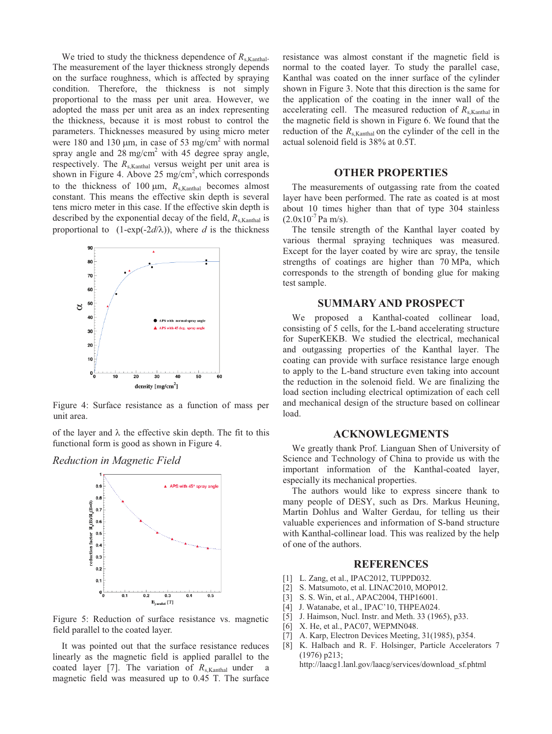We tried to study the thickness dependence of $R_{s,Kanthal}$. The measurement of the layer thickness strongly depends on the surface roughness, which is affected by spraying condition. Therefore, the thickness is not simply proportional to the mass per unit area. However, we adopted the mass per unit area as an index representing the thickness, because it is most robust to control the parameters. Thicknesses measured by using micro meter were 180 and 130 μm, in case of 53 mg/cm$^2$ with normal spray angle and 28 mg/cm$^2$ with 45 degree spray angle, respectively. The $R_{s,Kanthal}$ versus weight per unit area is shown in Figure 4. Above 25 mg/cm$^2$, which corresponds to the thickness of 100 μm, $R_{s,Kanthal}$ becomes almost constant. This means the effective skin depth is several tens micro meter in this case. If the effective skin depth is described by the exponential decay of the field, $R_{s,Kanthal}$ is proportional to $(1\text{-}\exp(-2d/\lambda))$, where $d$ is the thickness of the layer and λ the effective skin depth. The fit to this functional form is good as shown in Figure 4.

α

density [mg/cm$^2$]

APS with normal spray angle

APS with 45 deg. spray angle

Figure 4: Surface resistance as a function of mass per unit area.

### *Reduction in Magnetic Field*

reduction factor $R_s(B)/R_s(B=0)$

$B_{parallel}$ [T]

APS with 45° spray angle

Figure 5: Reduction of surface resistance vs. magnetic field parallel to the coated layer.

It was pointed out that the surface resistance reduces linearly as the magnetic field is applied parallel to the coated layer [7]. The variation of $R_{s,Kanthal}$ under a magnetic field was measured up to 0.45 T. The surface resistance was almost constant if the magnetic field is normal to the coated layer. To study the parallel case, Kanthal was coated on the inner surface of the cylinder shown in Figure 3. Note that this direction is the same for the application of the coating in the inner wall of the accelerating cell. The measured reduction of $R_{s,Kanthal}$ in the magnetic field is shown in Figure 6. We found that the reduction of the $R_{s,Kanthal}$ on the cylinder of the cell in the actual solenoid field is 38% at 0.5T.

## OTHER PROPERTIES

The measurements of outgassing rate from the coated layer have been performed. The rate as coated is at most about 10 times higher than that of type 304 stainless ($2.0\times10^{-7}$ Pa m/s).

The tensile strength of the Kanthal layer coated by various thermal spraying techniques was measured. Except for the layer coated by wire arc spray, the tensile strengths of coatings are higher than 70 MPa, which corresponds to the strength of bonding glue for making test sample.

## SUMMARY AND PROSPECT

We proposed a Kanthal-coated collinear load, consisting of 5 cells, for the L-band accelerating structure for SuperKEKB. We studied the electrical, mechanical and outgassing properties of the Kanthal layer. The coating can provide with surface resistance large enough to apply to the L-band structure even taking into account the reduction in the solenoid field. We are finalizing the load section including electrical optimization of each cell and mechanical design of the structure based on collinear load.

## ACKNOWLEGMENTS

We greatly thank Prof. Lianguan Shen of University of Science and Technology of China to provide us with the important information of the Kanthal-coated layer, especially its mechanical properties.

The authors would like to express sincere thank to many people of DESY, such as Drs. Markus Heuning, Martin Dohlus and Walter Gerdau, for telling us their valuable experiences and information of S-band structure with Kanthal-collinear load. This was realized by the help of one of the authors.

## REFERENCES

[1] L. Zang, et al., IPAC2012, TUPPD032.
[2] S. Matsumoto, et al. LINAC2010, MOP012.
[3] S. S. Win, et al., APAC2004, THP16001.
[4] J. Watanabe, et al., IPAC'10, THPEA024.
[5] J. Haimson, Nucl. Instr. and Meth. 33 (1965), p33.
[6] X. He, et al., PAC07, WEPMN048.
[7] A. Karp, Electron Devices Meeting, 31(1985), p354.
[8] K. Halbach and R. F. Holsinger, Particle Accelerators 7 (1976) p213; http://laacg1.lanl.gov/laacg/services/download_sf.phtml